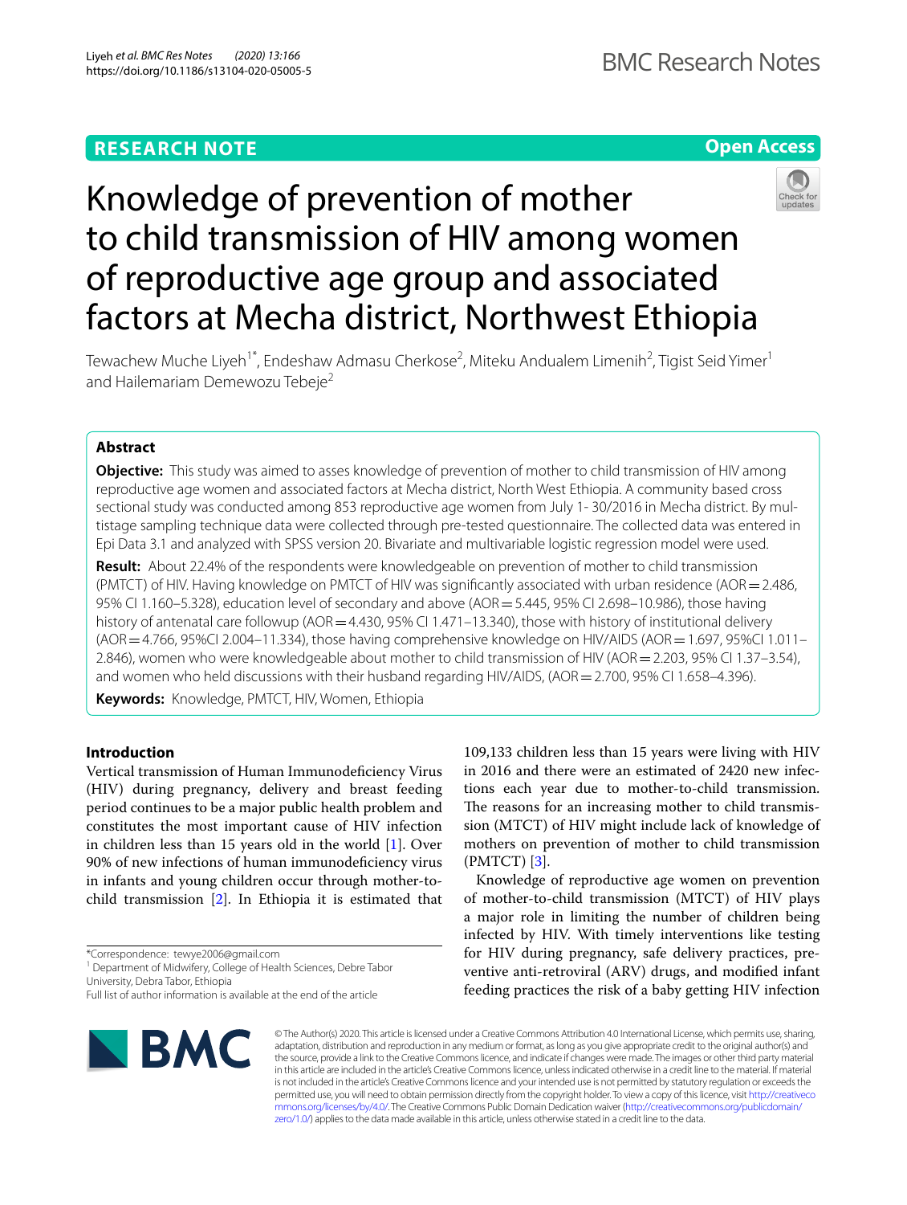RESEARCH NOTE

Open Access

# Knowledge of prevention of mother to child transmission of HIV among women of reproductive age group and associated factors at Mecha district, Northwest Ethiopia

Tewachew Muche Liyeh[1*], Endeshaw Admasu Cherkose[2], Miteku Andualem Limenih[2], Tigist Seid Yimer[1] and Hailemariam Demewozu Tebeje[2]

## Abstract

**Objective:** This study was aimed to asses knowledge of prevention of mother to child transmission of HIV among reproductive age women and associated factors at Mecha district, North West Ethiopia. A community based cross sectional study was conducted among 853 reproductive age women from July 1- 30/2016 in Mecha district. By multistage sampling technique data were collected through pre-tested questionnaire. The collected data was entered in Epi Data 3.1 and analyzed with SPSS version 20. Bivariate and multivariable logistic regression model were used.

**Result:** About 22.4% of the respondents were knowledgeable on prevention of mother to child transmission (PMTCT) of HIV. Having knowledge on PMTCT of HIV was significantly associated with urban residence (AOR = 2.486, 95% CI 1.160–5.328), education level of secondary and above (AOR = 5.445, 95% CI 2.698–10.986), those having history of antenatal care followup (AOR = 4.430, 95% CI 1.471–13.340), those with history of institutional delivery (AOR = 4.766, 95%CI 2.004–11.334), those having comprehensive knowledge on HIV/AIDS (AOR = 1.697, 95%CI 1.011–2.846), women who were knowledgeable about mother to child transmission of HIV (AOR = 2.203, 95% CI 1.37–3.54), and women who held discussions with their husband regarding HIV/AIDS, (AOR = 2.700, 95% CI 1.658–4.396).

**Keywords:** Knowledge, PMTCT, HIV, Women, Ethiopia

## Introduction

Vertical transmission of Human Immunodeficiency Virus (HIV) during pregnancy, delivery and breast feeding period continues to be a major public health problem and constitutes the most important cause of HIV infection in children less than 15 years old in the world [1]. Over 90% of new infections of human immunodeficiency virus in infants and young children occur through mother-to-child transmission [2]. In Ethiopia it is estimated that 109,133 children less than 15 years were living with HIV in 2016 and there were an estimated of 2420 new infections each year due to mother-to-child transmission. The reasons for an increasing mother to child transmission (MTCT) of HIV might include lack of knowledge of mothers on prevention of mother to child transmission (PMTCT) [3].

Knowledge of reproductive age women on prevention of mother-to-child transmission (MTCT) of HIV plays a major role in limiting the number of children being infected by HIV. With timely interventions like testing for HIV during pregnancy, safe delivery practices, preventive anti-retroviral (ARV) drugs, and modified infant feeding practices the risk of a baby getting HIV infection

*Correspondence: tewye2006@gmail.com
[1] Department of Midwifery, College of Health Sciences, Debre Tabor University, Debra Tabor, Ethiopia
Full list of author information is available at the end of the article

© The Author(s) 2020. This article is licensed under a Creative Commons Attribution 4.0 International License, which permits use, sharing, adaptation, distribution and reproduction in any medium or format, as long as you give appropriate credit to the original author(s) and the source, provide a link to the Creative Commons licence, and indicate if changes were made. The images or other third party material in this article are included in the article's Creative Commons licence, unless indicated otherwise in a credit line to the material. If material is not included in the article's Creative Commons licence and your intended use is not permitted by statutory regulation or exceeds the permitted use, you will need to obtain permission directly from the copyright holder. To view a copy of this licence, visit http://creativecommons.org/licenses/by/4.0/. The Creative Commons Public Domain Dedication waiver (http://creativecommons.org/publicdomain/zero/1.0/) applies to the data made available in this article, unless otherwise stated in a credit line to the data.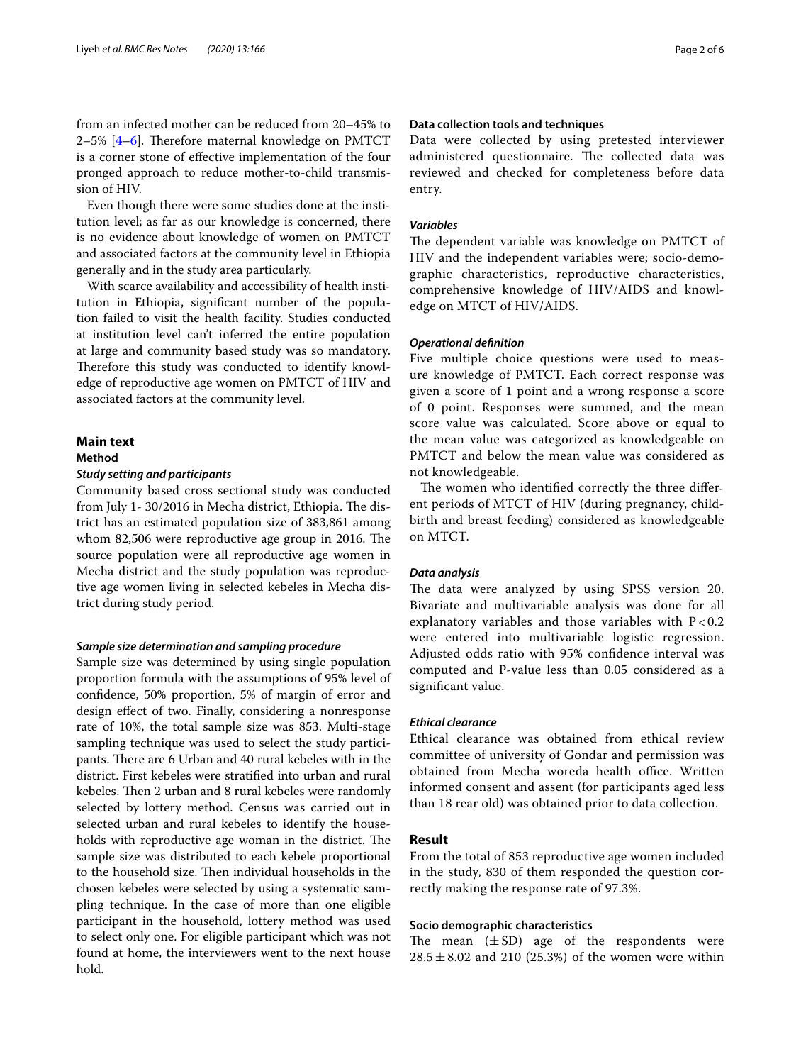from an infected mother can be reduced from 20–45% to 2–5% [4–6]. Therefore maternal knowledge on PMTCT is a corner stone of effective implementation of the four pronged approach to reduce mother-to-child transmission of HIV.

Even though there were some studies done at the institution level; as far as our knowledge is concerned, there is no evidence about knowledge of women on PMTCT and associated factors at the community level in Ethiopia generally and in the study area particularly.

With scarce availability and accessibility of health institution in Ethiopia, significant number of the population failed to visit the health facility. Studies conducted at institution level can't inferred the entire population at large and community based study was so mandatory. Therefore this study was conducted to identify knowledge of reproductive age women on PMTCT of HIV and associated factors at the community level.

## Main text

### Method

#### *Study setting and participants*

Community based cross sectional study was conducted from July 1- 30/2016 in Mecha district, Ethiopia. The district has an estimated population size of 383,861 among whom 82,506 were reproductive age group in 2016. The source population were all reproductive age women in Mecha district and the study population was reproductive age women living in selected kebeles in Mecha district during study period.

#### *Sample size determination and sampling procedure*

Sample size was determined by using single population proportion formula with the assumptions of 95% level of confidence, 50% proportion, 5% of margin of error and design effect of two. Finally, considering a nonresponse rate of 10%, the total sample size was 853. Multi-stage sampling technique was used to select the study participants. There are 6 Urban and 40 rural kebeles with in the district. First kebeles were stratified into urban and rural kebeles. Then 2 urban and 8 rural kebeles were randomly selected by lottery method. Census was carried out in selected urban and rural kebeles to identify the households with reproductive age woman in the district. The sample size was distributed to each kebele proportional to the household size. Then individual households in the chosen kebeles were selected by using a systematic sampling technique. In the case of more than one eligible participant in the household, lottery method was used to select only one. For eligible participant which was not found at home, the interviewers went to the next house hold.

#### Data collection tools and techniques

Data were collected by using pretested interviewer administered questionnaire. The collected data was reviewed and checked for completeness before data entry.

#### *Variables*

The dependent variable was knowledge on PMTCT of HIV and the independent variables were; socio-demographic characteristics, reproductive characteristics, comprehensive knowledge of HIV/AIDS and knowledge on MTCT of HIV/AIDS.

#### *Operational definition*

Five multiple choice questions were used to measure knowledge of PMTCT. Each correct response was given a score of 1 point and a wrong response a score of 0 point. Responses were summed, and the mean score value was calculated. Score above or equal to the mean value was categorized as knowledgeable on PMTCT and below the mean value was considered as not knowledgeable.

The women who identified correctly the three different periods of MTCT of HIV (during pregnancy, childbirth and breast feeding) considered as knowledgeable on MTCT.

#### *Data analysis*

The data were analyzed by using SPSS version 20. Bivariate and multivariable analysis was done for all explanatory variables and those variables with $P < 0.2$ were entered into multivariable logistic regression. Adjusted odds ratio with 95% confidence interval was computed and P-value less than 0.05 considered as a significant value.

#### *Ethical clearance*

Ethical clearance was obtained from ethical review committee of university of Gondar and permission was obtained from Mecha woreda health office. Written informed consent and assent (for participants aged less than 18 rear old) was obtained prior to data collection.

## Result

From the total of 853 reproductive age women included in the study, 830 of them responded the question correctly making the response rate of 97.3%.

### Socio demographic characteristics

The mean ($\pm$SD) age of the respondents were $28.5 \pm 8.02$ and 210 (25.3%) of the women were within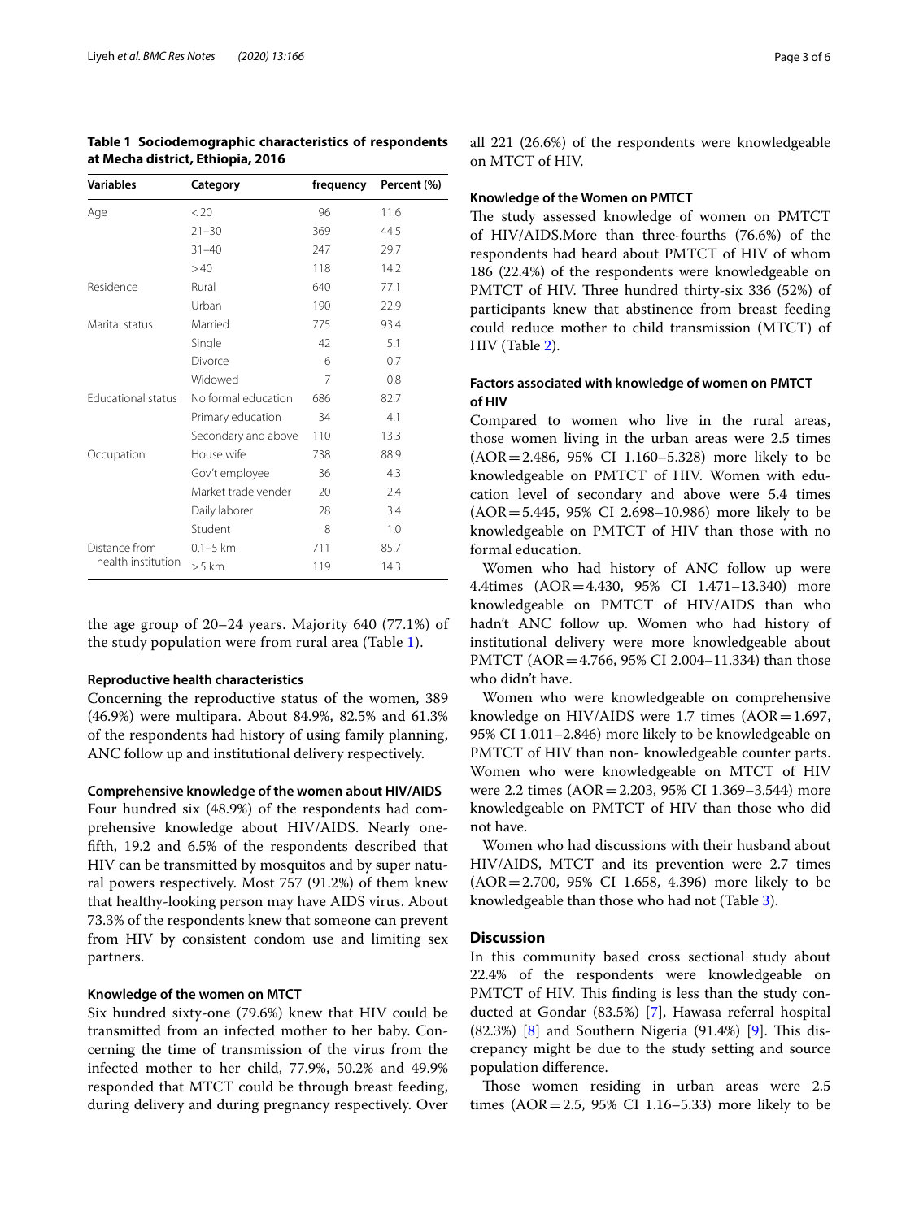**Table 1 Sociodemographic characteristics of respondents at Mecha district, Ethiopia, 2016**

| Variables | Category | frequency | Percent (%) |
|---|---|---|---|
| Age | < 20 | 96 | 11.6 |
| | 21–30 | 369 | 44.5 |
| | 31–40 | 247 | 29.7 |
| | > 40 | 118 | 14.2 |
| Residence | Rural | 640 | 77.1 |
| | Urban | 190 | 22.9 |
| Marital status | Married | 775 | 93.4 |
| | Single | 42 | 5.1 |
| | Divorce | 6 | 0.7 |
| | Widowed | 7 | 0.8 |
| Educational status | No formal education | 686 | 82.7 |
| | Primary education | 34 | 4.1 |
| | Secondary and above | 110 | 13.3 |
| Occupation | House wife | 738 | 88.9 |
| | Gov't employee | 36 | 4.3 |
| | Market trade vender | 20 | 2.4 |
| | Daily laborer | 28 | 3.4 |
| | Student | 8 | 1.0 |
| Distance from health institution | 0.1–5 km | 711 | 85.7 |
| | > 5 km | 119 | 14.3 |

the age group of 20–24 years. Majority 640 (77.1%) of the study population were from rural area (Table 1).

#### Reproductive health characteristics

Concerning the reproductive status of the women, 389 (46.9%) were multipara. About 84.9%, 82.5% and 61.3% of the respondents had history of using family planning, ANC follow up and institutional delivery respectively.

#### Comprehensive knowledge of the women about HIV/AIDS

Four hundred six (48.9%) of the respondents had comprehensive knowledge about HIV/AIDS. Nearly one-fifth, 19.2 and 6.5% of the respondents described that HIV can be transmitted by mosquitos and by super natural powers respectively. Most 757 (91.2%) of them knew that healthy-looking person may have AIDS virus. About 73.3% of the respondents knew that someone can prevent from HIV by consistent condom use and limiting sex partners.

#### Knowledge of the women on MTCT

Six hundred sixty-one (79.6%) knew that HIV could be transmitted from an infected mother to her baby. Concerning the time of transmission of the virus from the infected mother to her child, 77.9%, 50.2% and 49.9% responded that MTCT could be through breast feeding, during delivery and during pregnancy respectively. Over all 221 (26.6%) of the respondents were knowledgeable on MTCT of HIV.

#### Knowledge of the Women on PMTCT

The study assessed knowledge of women on PMTCT of HIV/AIDS.More than three-fourths (76.6%) of the respondents had heard about PMTCT of HIV of whom 186 (22.4%) of the respondents were knowledgeable on PMTCT of HIV. Three hundred thirty-six 336 (52%) of participants knew that abstinence from breast feeding could reduce mother to child transmission (MTCT) of HIV (Table 2).

#### Factors associated with knowledge of women on PMTCT of HIV

Compared to women who live in the rural areas, those women living in the urban areas were 2.5 times (AOR = 2.486, 95% CI 1.160–5.328) more likely to be knowledgeable on PMTCT of HIV. Women with education level of secondary and above were 5.4 times (AOR = 5.445, 95% CI 2.698–10.986) more likely to be knowledgeable on PMTCT of HIV than those with no formal education.

Women who had history of ANC follow up were 4.4times (AOR = 4.430, 95% CI 1.471–13.340) more knowledgeable on PMTCT of HIV/AIDS than who hadn't ANC follow up. Women who had history of institutional delivery were more knowledgeable about PMTCT (AOR = 4.766, 95% CI 2.004–11.334) than those who didn't have.

Women who were knowledgeable on comprehensive knowledge on HIV/AIDS were 1.7 times (AOR = 1.697, 95% CI 1.011–2.846) more likely to be knowledgeable on PMTCT of HIV than non- knowledgeable counter parts. Women who were knowledgeable on MTCT of HIV were 2.2 times (AOR = 2.203, 95% CI 1.369–3.544) more knowledgeable on PMTCT of HIV than those who did not have.

Women who had discussions with their husband about HIV/AIDS, MTCT and its prevention were 2.7 times (AOR = 2.700, 95% CI 1.658, 4.396) more likely to be knowledgeable than those who had not (Table 3).

## Discussion

In this community based cross sectional study about 22.4% of the respondents were knowledgeable on PMTCT of HIV. This finding is less than the study conducted at Gondar (83.5%) [7], Hawasa referral hospital (82.3%) [8] and Southern Nigeria (91.4%) [9]. This discrepancy might be due to the study setting and source population difference.

Those women residing in urban areas were 2.5 times (AOR = 2.5, 95% CI 1.16–5.33) more likely to be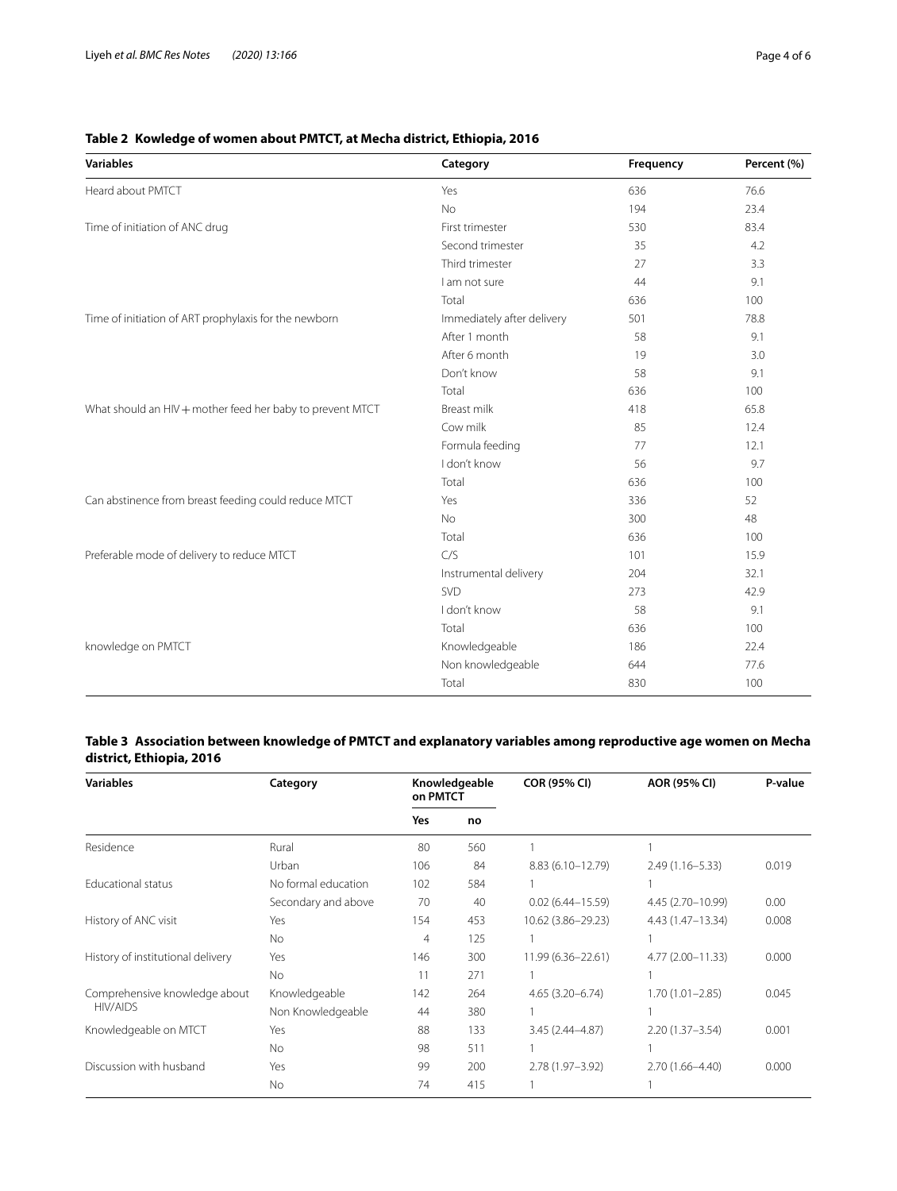**Table 2 Kowledge of women about PMTCT, at Mecha district, Ethiopia, 2016**

| Variables | Category | Frequency | Percent (%) |
|---|---|---|---|
| Heard about PMTCT | Yes | 636 | 76.6 |
| | No | 194 | 23.4 |
| Time of initiation of ANC drug | First trimester | 530 | 83.4 |
| | Second trimester | 35 | 4.2 |
| | Third trimester | 27 | 3.3 |
| | I am not sure | 44 | 9.1 |
| | Total | 636 | 100 |
| Time of initiation of ART prophylaxis for the newborn | Immediately after delivery | 501 | 78.8 |
| | After 1 month | 58 | 9.1 |
| | After 6 month | 19 | 3.0 |
| | Don't know | 58 | 9.1 |
| | Total | 636 | 100 |
| What should an HIV + mother feed her baby to prevent MTCT | Breast milk | 418 | 65.8 |
| | Cow milk | 85 | 12.4 |
| | Formula feeding | 77 | 12.1 |
| | I don't know | 56 | 9.7 |
| | Total | 636 | 100 |
| Can abstinence from breast feeding could reduce MTCT | Yes | 336 | 52 |
| | No | 300 | 48 |
| | Total | 636 | 100 |
| Preferable mode of delivery to reduce MTCT | C/S | 101 | 15.9 |
| | Instrumental delivery | 204 | 32.1 |
| | SVD | 273 | 42.9 |
| | I don't know | 58 | 9.1 |
| | Total | 636 | 100 |
| knowledge on PMTCT | Knowledgeable | 186 | 22.4 |
| | Non knowledgeable | 644 | 77.6 |
| | Total | 830 | 100 |

**Table 3 Association between knowledge of PMTCT and explanatory variables among reproductive age women on Mecha district, Ethiopia, 2016**

| Variables | Category | Knowledgeable on PMTCT | | COR (95% CI) | AOR (95% CI) | P-value |
|---|---|---|---|---|---|---|
| | | Yes | no | | | |
| Residence | Rural | 80 | 560 | 1 | 1 | |
| | Urban | 106 | 84 | 8.83 (6.10–12.79) | 2.49 (1.16–5.33) | 0.019 |
| Educational status | No formal education | 102 | 584 | 1 | 1 | |
| | Secondary and above | 70 | 40 | 0.02 (6.44–15.59) | 4.45 (2.70–10.99) | 0.00 |
| History of ANC visit | Yes | 154 | 453 | 10.62 (3.86–29.23) | 4.43 (1.47–13.34) | 0.008 |
| | No | 4 | 125 | 1 | 1 | |
| History of institutional delivery | Yes | 146 | 300 | 11.99 (6.36–22.61) | 4.77 (2.00–11.33) | 0.000 |
| | No | 11 | 271 | 1 | 1 | |
| Comprehensive knowledge about HIV/AIDS | Knowledgeable | 142 | 264 | 4.65 (3.20–6.74) | 1.70 (1.01–2.85) | 0.045 |
| | Non Knowledgeable | 44 | 380 | 1 | 1 | |
| Knowledgeable on MTCT | Yes | 88 | 133 | 3.45 (2.44–4.87) | 2.20 (1.37–3.54) | 0.001 |
| | No | 98 | 511 | 1 | 1 | |
| Discussion with husband | Yes | 99 | 200 | 2.78 (1.97–3.92) | 2.70 (1.66–4.40) | 0.000 |
| | No | 74 | 415 | 1 | 1 | |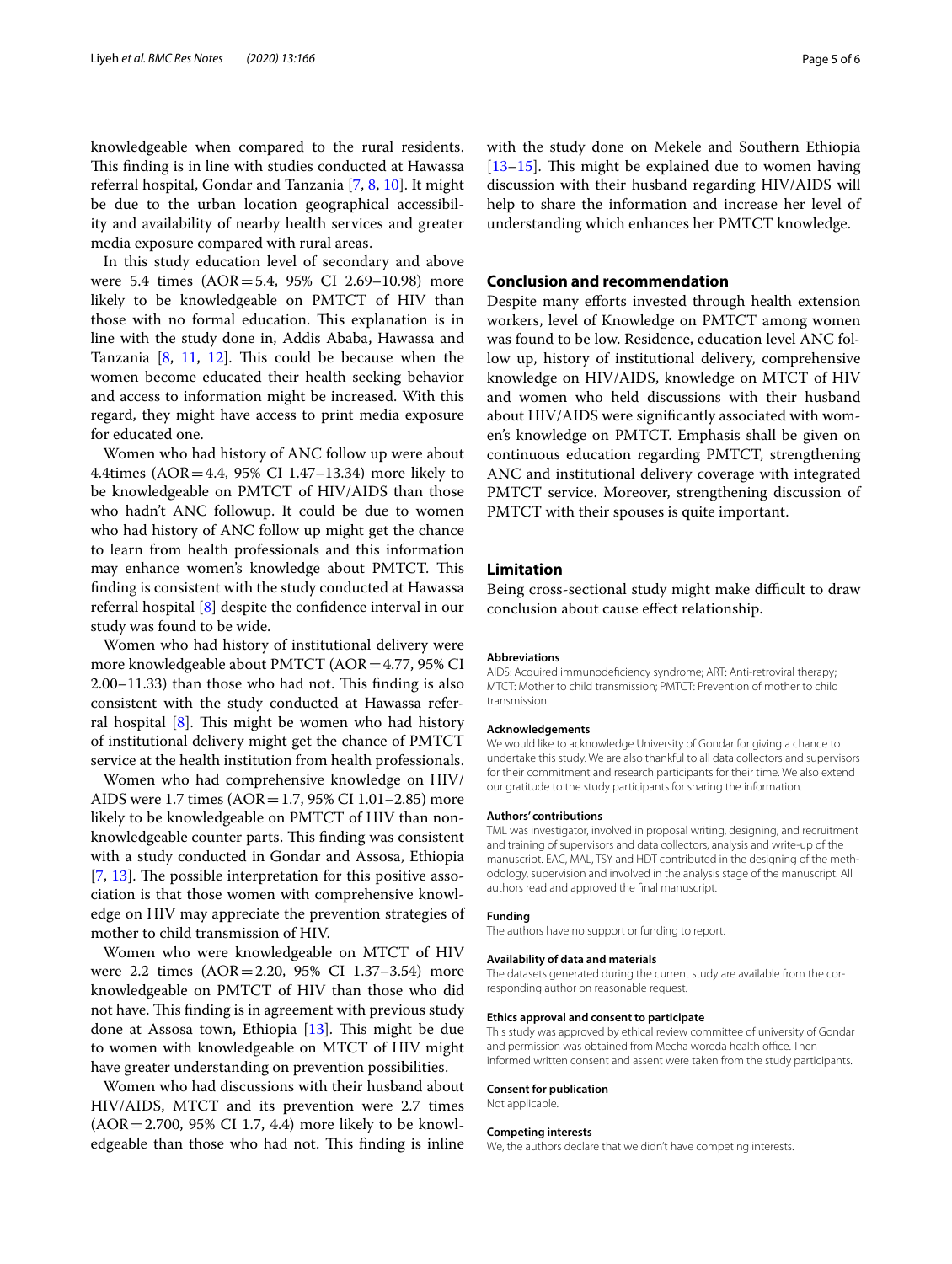knowledgeable when compared to the rural residents. This finding is in line with studies conducted at Hawassa referral hospital, Gondar and Tanzania [7, 8, 10]. It might be due to the urban location geographical accessibility and availability of nearby health services and greater media exposure compared with rural areas.

In this study education level of secondary and above were 5.4 times (AOR = 5.4, 95% CI 2.69–10.98) more likely to be knowledgeable on PMTCT of HIV than those with no formal education. This explanation is in line with the study done in, Addis Ababa, Hawassa and Tanzania [8, 11, 12]. This could be because when the women become educated their health seeking behavior and access to information might be increased. With this regard, they might have access to print media exposure for educated one.

Women who had history of ANC follow up were about 4.4times (AOR = 4.4, 95% CI 1.47–13.34) more likely to be knowledgeable on PMTCT of HIV/AIDS than those who hadn't ANC followup. It could be due to women who had history of ANC follow up might get the chance to learn from health professionals and this information may enhance women's knowledge about PMTCT. This finding is consistent with the study conducted at Hawassa referral hospital [8] despite the confidence interval in our study was found to be wide.

Women who had history of institutional delivery were more knowledgeable about PMTCT (AOR = 4.77, 95% CI 2.00–11.33) than those who had not. This finding is also consistent with the study conducted at Hawassa referral hospital [8]. This might be women who had history of institutional delivery might get the chance of PMTCT service at the health institution from health professionals.

Women who had comprehensive knowledge on HIV/AIDS were 1.7 times (AOR = 1.7, 95% CI 1.01–2.85) more likely to be knowledgeable on PMTCT of HIV than non-knowledgeable counter parts. This finding was consistent with a study conducted in Gondar and Assosa, Ethiopia [7, 13]. The possible interpretation for this positive association is that those women with comprehensive knowledge on HIV may appreciate the prevention strategies of mother to child transmission of HIV.

Women who were knowledgeable on MTCT of HIV were 2.2 times (AOR = 2.20, 95% CI 1.37–3.54) more knowledgeable on PMTCT of HIV than those who did not have. This finding is in agreement with previous study done at Assosa town, Ethiopia [13]. This might be due to women with knowledgeable on MTCT of HIV might have greater understanding on prevention possibilities.

Women who had discussions with their husband about HIV/AIDS, MTCT and its prevention were 2.7 times (AOR = 2.700, 95% CI 1.7, 4.4) more likely to be knowledgeable than those who had not. This finding is inline with the study done on Mekele and Southern Ethiopia [13–15]. This might be explained due to women having discussion with their husband regarding HIV/AIDS will help to share the information and increase her level of understanding which enhances her PMTCT knowledge.

## Conclusion and recommendation

Despite many efforts invested through health extension workers, level of Knowledge on PMTCT among women was found to be low. Residence, education level ANC follow up, history of institutional delivery, comprehensive knowledge on HIV/AIDS, knowledge on MTCT of HIV and women who held discussions with their husband about HIV/AIDS were significantly associated with women's knowledge on PMTCT. Emphasis shall be given on continuous education regarding PMTCT, strengthening ANC and institutional delivery coverage with integrated PMTCT service. Moreover, strengthening discussion of PMTCT with their spouses is quite important.

## Limitation

Being cross-sectional study might make difficult to draw conclusion about cause effect relationship.

#### Abbreviations

AIDS: Acquired immunodeficiency syndrome; ART: Anti-retroviral therapy; MTCT: Mother to child transmission; PMTCT: Prevention of mother to child transmission.

#### Acknowledgements

We would like to acknowledge University of Gondar for giving a chance to undertake this study. We are also thankful to all data collectors and supervisors for their commitment and research participants for their time. We also extend our gratitude to the study participants for sharing the information.

#### Authors' contributions

TML was investigator, involved in proposal writing, designing, and recruitment and training of supervisors and data collectors, analysis and write-up of the manuscript. EAC, MAL, TSY and HDT contributed in the designing of the methodology, supervision and involved in the analysis stage of the manuscript. All authors read and approved the final manuscript.

#### Funding

The authors have no support or funding to report.

#### Availability of data and materials

The datasets generated during the current study are available from the corresponding author on reasonable request.

#### Ethics approval and consent to participate

This study was approved by ethical review committee of university of Gondar and permission was obtained from Mecha woreda health office. Then informed written consent and assent were taken from the study participants.

#### Consent for publication

Not applicable.

#### Competing interests

We, the authors declare that we didn't have competing interests.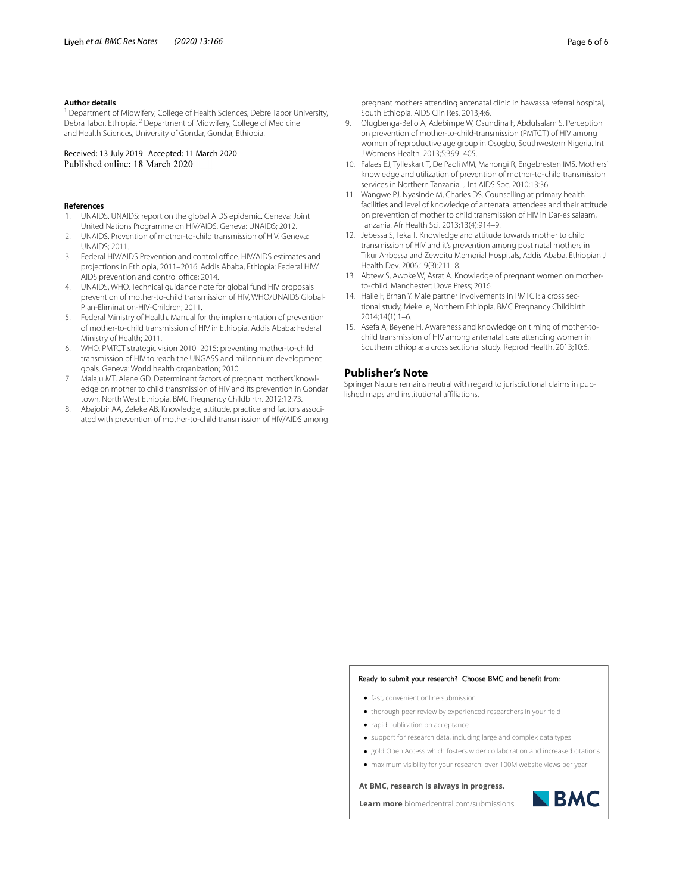#### Author details

[1] Department of Midwifery, College of Health Sciences, Debre Tabor University, Debra Tabor, Ethiopia. [2] Department of Midwifery, College of Medicine and Health Sciences, University of Gondar, Gondar, Ethiopia.

Received: 13 July 2019 Accepted: 11 March 2020
Published online: 18 March 2020

#### References

1. UNAIDS. UNAIDS: report on the global AIDS epidemic. Geneva: Joint United Nations Programme on HIV/AIDS. Geneva: UNAIDS; 2012.
2. UNAIDS. Prevention of mother-to-child transmission of HIV. Geneva: UNAIDS; 2011.
3. Federal HIV/AIDS Prevention and control office. HIV/AIDS estimates and projections in Ethiopia, 2011–2016. Addis Ababa, Ethiopia: Federal HIV/AIDS prevention and control office; 2014.
4. UNAIDS, WHO. Technical guidance note for global fund HIV proposals prevention of mother-to-child transmission of HIV, WHO/UNAIDS Global-Plan-Elimination-HIV-Children; 2011.
5. Federal Ministry of Health. Manual for the implementation of prevention of mother-to-child transmission of HIV in Ethiopia. Addis Ababa: Federal Ministry of Health; 2011.
6. WHO. PMTCT strategic vision 2010–2015: preventing mother-to-child transmission of HIV to reach the UNGASS and millennium development goals. Geneva: World health organization; 2010.
7. Malaju MT, Alene GD. Determinant factors of pregnant mothers' knowledge on mother to child transmission of HIV and its prevention in Gondar town, North West Ethiopia. BMC Pregnancy Childbirth. 2012;12:73.
8. Abajobir AA, Zeleke AB. Knowledge, attitude, practice and factors associated with prevention of mother-to-child transmission of HIV/AIDS among pregnant mothers attending antenatal clinic in hawassa referral hospital, South Ethiopia. AIDS Clin Res. 2013;4:6.
9. Olugbenga-Bello A, Adebimpe W, Osundina F, Abdulsalam S. Perception on prevention of mother-to-child-transmission (PMTCT) of HIV among women of reproductive age group in Osogbo, Southwestern Nigeria. Int J Womens Health. 2013;5:399–405.
10. Falaes EJ, Tylleskart T, De Paoli MM, Manongi R, Engebresten IMS. Mothers' knowledge and utilization of prevention of mother-to-child transmission services in Northern Tanzania. J Int AIDS Soc. 2010;13:36.
11. Wangwe PJ, Nyasinde M, Charles DS. Counselling at primary health facilities and level of knowledge of antenatal attendees and their attitude on prevention of mother to child transmission of HIV in Dar-es salaam, Tanzania. Afr Health Sci. 2013;13(4):914–9.
12. Jebessa S, Teka T. Knowledge and attitude towards mother to child transmission of HIV and it's prevention among post natal mothers in Tikur Anbessa and Zewditu Memorial Hospitals, Addis Ababa. Ethiopian J Health Dev. 2006;19(3):211–8.
13. Abtew S, Awoke W, Asrat A. Knowledge of pregnant women on mother-to-child. Manchester: Dove Press; 2016.
14. Haile F, Brhan Y. Male partner involvements in PMTCT: a cross sectional study, Mekelle, Northern Ethiopia. BMC Pregnancy Childbirth. 2014;14(1):1–6.
15. Asefa A, Beyene H. Awareness and knowledge on timing of mother-to-child transmission of HIV among antenatal care attending women in Southern Ethiopia: a cross sectional study. Reprod Health. 2013;10:6.

## Publisher's Note

Springer Nature remains neutral with regard to jurisdictional claims in published maps and institutional affiliations.

Ready to submit your research? Choose BMC and benefit from:

- fast, convenient online submission
- thorough peer review by experienced researchers in your field
- rapid publication on acceptance
- support for research data, including large and complex data types
- gold Open Access which fosters wider collaboration and increased citations
- maximum visibility for your research: over 100M website views per year

**At BMC, research is always in progress.**

**Learn more** biomedcentral.com/submissions

BMC